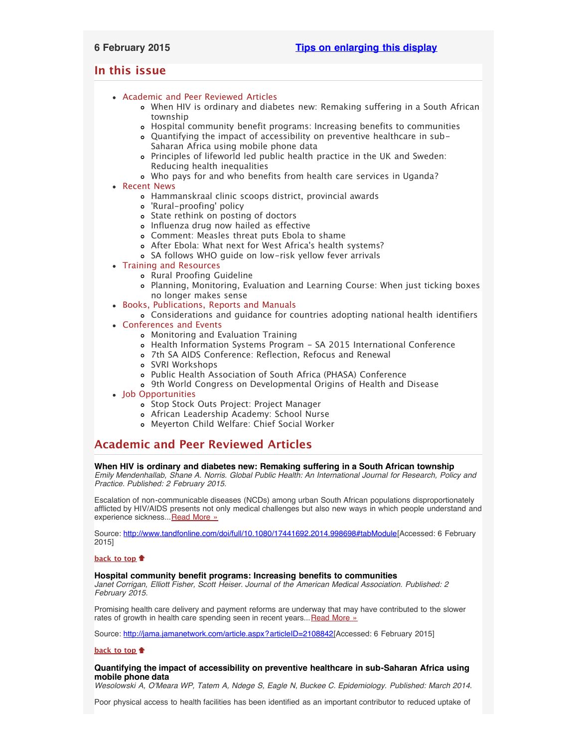**6 February 2015** **Tips on enlarging this display**

## In this issue

- Academic and Peer Reviewed Articles
  - When HIV is ordinary and diabetes new: Remaking suffering in a South African township
  - Hospital community benefit programs: Increasing benefits to communities
  - Quantifying the impact of accessibility on preventive healthcare in sub-Saharan Africa using mobile phone data
  - Principles of lifeworld led public health practice in the UK and Sweden: Reducing health inequalities
  - Who pays for and who benefits from health care services in Uganda?
- Recent News
  - Hammanskraal clinic scoops district, provincial awards
  - 'Rural-proofing' policy
  - State rethink on posting of doctors
  - Influenza drug now hailed as effective
  - Comment: Measles threat puts Ebola to shame
  - After Ebola: What next for West Africa's health systems?
  - SA follows WHO guide on low-risk yellow fever arrivals
- Training and Resources
  - Rural Proofing Guideline
  - Planning, Monitoring, Evaluation and Learning Course: When just ticking boxes no longer makes sense
- Books, Publications, Reports and Manuals
  - Considerations and guidance for countries adopting national health identifiers
- Conferences and Events
  - Monitoring and Evaluation Training
  - Health Information Systems Program - SA 2015 International Conference
  - 7th SA AIDS Conference: Reflection, Refocus and Renewal
  - SVRI Workshops
  - Public Health Association of South Africa (PHASA) Conference
  - 9th World Congress on Developmental Origins of Health and Disease
- Job Opportunities
  - Stop Stock Outs Project: Project Manager
  - African Leadership Academy: School Nurse
  - Meyerton Child Welfare: Chief Social Worker

## Academic and Peer Reviewed Articles

**When HIV is ordinary and diabetes new: Remaking suffering in a South African township**
*Emily Mendenhallab, Shane A. Norris. Global Public Health: An International Journal for Research, Policy and Practice. Published: 2 February 2015.*

Escalation of non-communicable diseases (NCDs) among urban South African populations disproportionately afflicted by HIV/AIDS presents not only medical challenges but also new ways in which people understand and experience sickness...Read More »

Source: http://www.tandfonline.com/doi/full/10.1080/17441692.2014.998698#tabModule[Accessed: 6 February 2015]

**back to top**

**Hospital community benefit programs: Increasing benefits to communities**
*Janet Corrigan, Elliott Fisher, Scott Heiser. Journal of the American Medical Association. Published: 2 February 2015.*

Promising health care delivery and payment reforms are underway that may have contributed to the slower rates of growth in health care spending seen in recent years...Read More »

Source: http://jama.jamanetwork.com/article.aspx?articleID=2108842[Accessed: 6 February 2015]

**back to top**

**Quantifying the impact of accessibility on preventive healthcare in sub-Saharan Africa using mobile phone data**
*Wesolowski A, O'Meara WP, Tatem A, Ndege S, Eagle N, Buckee C. Epidemiology. Published: March 2014.*

Poor physical access to health facilities has been identified as an important contributor to reduced uptake of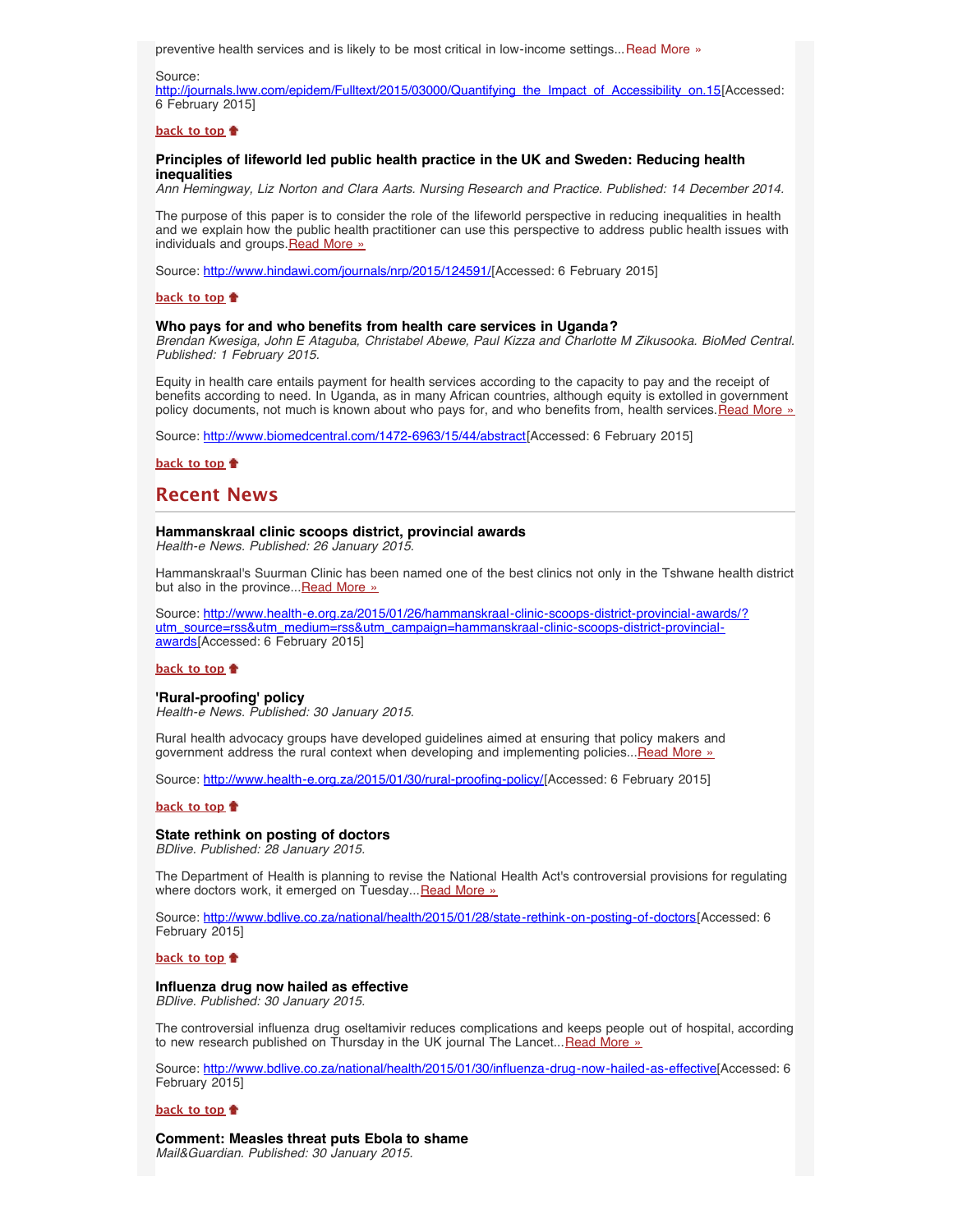preventive health services and is likely to be most critical in low-income settings...Read More »

Source: http://journals.lww.com/epidem/Fulltext/2015/03000/Quantifying_the_Impact_of_Accessibility_on.15[Accessed: 6 February 2015]

**back to top**

**Principles of lifeworld led public health practice in the UK and Sweden: Reducing health inequalities**
*Ann Hemingway, Liz Norton and Clara Aarts. Nursing Research and Practice. Published: 14 December 2014.*

The purpose of this paper is to consider the role of the lifeworld perspective in reducing inequalities in health and we explain how the public health practitioner can use this perspective to address public health issues with individuals and groups.Read More »

Source: http://www.hindawi.com/journals/nrp/2015/124591/[Accessed: 6 February 2015]

**back to top**

**Who pays for and who benefits from health care services in Uganda?**
*Brendan Kwesiga, John E Ataguba, Christabel Abewe, Paul Kizza and Charlotte M Zikusooka. BioMed Central. Published: 1 February 2015.*

Equity in health care entails payment for health services according to the capacity to pay and the receipt of benefits according to need. In Uganda, as in many African countries, although equity is extolled in government policy documents, not much is known about who pays for, and who benefits from, health services.Read More »

Source: http://www.biomedcentral.com/1472-6963/15/44/abstract[Accessed: 6 February 2015]

**back to top**

## Recent News

**Hammanskraal clinic scoops district, provincial awards**
*Health-e News. Published: 26 January 2015.*

Hammanskraal's Suurman Clinic has been named one of the best clinics not only in the Tshwane health district but also in the province...Read More »

Source: http://www.health-e.org.za/2015/01/26/hammanskraal-clinic-scoops-district-provincial-awards/?utm_source=rss&utm_medium=rss&utm_campaign=hammanskraal-clinic-scoops-district-provincial-awards[Accessed: 6 February 2015]

**back to top**

**'Rural-proofing' policy**
*Health-e News. Published: 30 January 2015.*

Rural health advocacy groups have developed guidelines aimed at ensuring that policy makers and government address the rural context when developing and implementing policies...Read More »

Source: http://www.health-e.org.za/2015/01/30/rural-proofing-policy/[Accessed: 6 February 2015]

**back to top**

**State rethink on posting of doctors**
*BDlive. Published: 28 January 2015.*

The Department of Health is planning to revise the National Health Act's controversial provisions for regulating where doctors work, it emerged on Tuesday...Read More »

Source: http://www.bdlive.co.za/national/health/2015/01/28/state-rethink-on-posting-of-doctors[Accessed: 6 February 2015]

**back to top**

**Influenza drug now hailed as effective**
*BDlive. Published: 30 January 2015.*

The controversial influenza drug oseltamivir reduces complications and keeps people out of hospital, according to new research published on Thursday in the UK journal The Lancet...Read More »

Source: http://www.bdlive.co.za/national/health/2015/01/30/influenza-drug-now-hailed-as-effective[Accessed: 6 February 2015]

**back to top**

**Comment: Measles threat puts Ebola to shame**
*Mail&Guardian. Published: 30 January 2015.*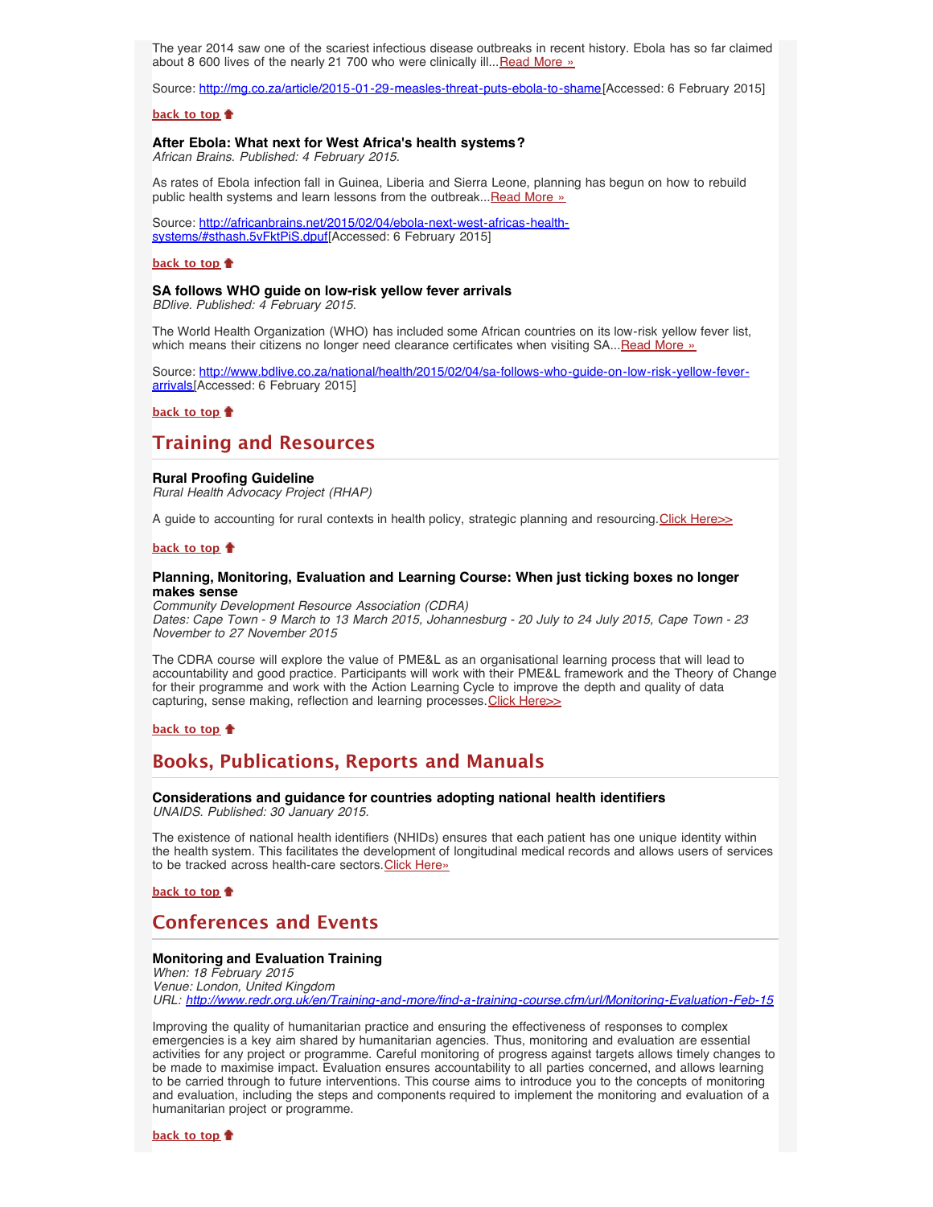The year 2014 saw one of the scariest infectious disease outbreaks in recent history. Ebola has so far claimed about 8 600 lives of the nearly 21 700 who were clinically ill...Read More »

Source: http://mg.co.za/article/2015-01-29-measles-threat-puts-ebola-to-shame[Accessed: 6 February 2015]

**back to top**

**After Ebola: What next for West Africa's health systems?**
*African Brains. Published: 4 February 2015.*

As rates of Ebola infection fall in Guinea, Liberia and Sierra Leone, planning has begun on how to rebuild public health systems and learn lessons from the outbreak...Read More »

Source: http://africanbrains.net/2015/02/04/ebola-next-west-africas-health-systems/#sthash.5vFktPiS.dpuf[Accessed: 6 February 2015]

**back to top**

**SA follows WHO guide on low-risk yellow fever arrivals**
*BDlive. Published: 4 February 2015.*

The World Health Organization (WHO) has included some African countries on its low-risk yellow fever list, which means their citizens no longer need clearance certificates when visiting SA...Read More »

Source: http://www.bdlive.co.za/national/health/2015/02/04/sa-follows-who-guide-on-low-risk-yellow-fever-arrivals[Accessed: 6 February 2015]

**back to top**

## Training and Resources

**Rural Proofing Guideline**
*Rural Health Advocacy Project (RHAP)*

A guide to accounting for rural contexts in health policy, strategic planning and resourcing.Click Here>>

**back to top**

**Planning, Monitoring, Evaluation and Learning Course: When just ticking boxes no longer makes sense**
*Community Development Resource Association (CDRA)*
*Dates: Cape Town - 9 March to 13 March 2015, Johannesburg - 20 July to 24 July 2015, Cape Town - 23 November to 27 November 2015*

The CDRA course will explore the value of PME&L as an organisational learning process that will lead to accountability and good practice. Participants will work with their PME&L framework and the Theory of Change for their programme and work with the Action Learning Cycle to improve the depth and quality of data capturing, sense making, reflection and learning processes.Click Here>>

**back to top**

## Books, Publications, Reports and Manuals

**Considerations and guidance for countries adopting national health identifiers**
*UNAIDS. Published: 30 January 2015.*

The existence of national health identifiers (NHIDs) ensures that each patient has one unique identity within the health system. This facilitates the development of longitudinal medical records and allows users of services to be tracked across health-care sectors.Click Here»

**back to top**

## Conferences and Events

**Monitoring and Evaluation Training**
*When: 18 February 2015*
*Venue: London, United Kingdom*
*URL: http://www.redr.org.uk/en/Training-and-more/find-a-training-course.cfm/url/Monitoring-Evaluation-Feb-15*

Improving the quality of humanitarian practice and ensuring the effectiveness of responses to complex emergencies is a key aim shared by humanitarian agencies. Thus, monitoring and evaluation are essential activities for any project or programme. Careful monitoring of progress against targets allows timely changes to be made to maximise impact. Evaluation ensures accountability to all parties concerned, and allows learning to be carried through to future interventions. This course aims to introduce you to the concepts of monitoring and evaluation, including the steps and components required to implement the monitoring and evaluation of a humanitarian project or programme.

**back to top**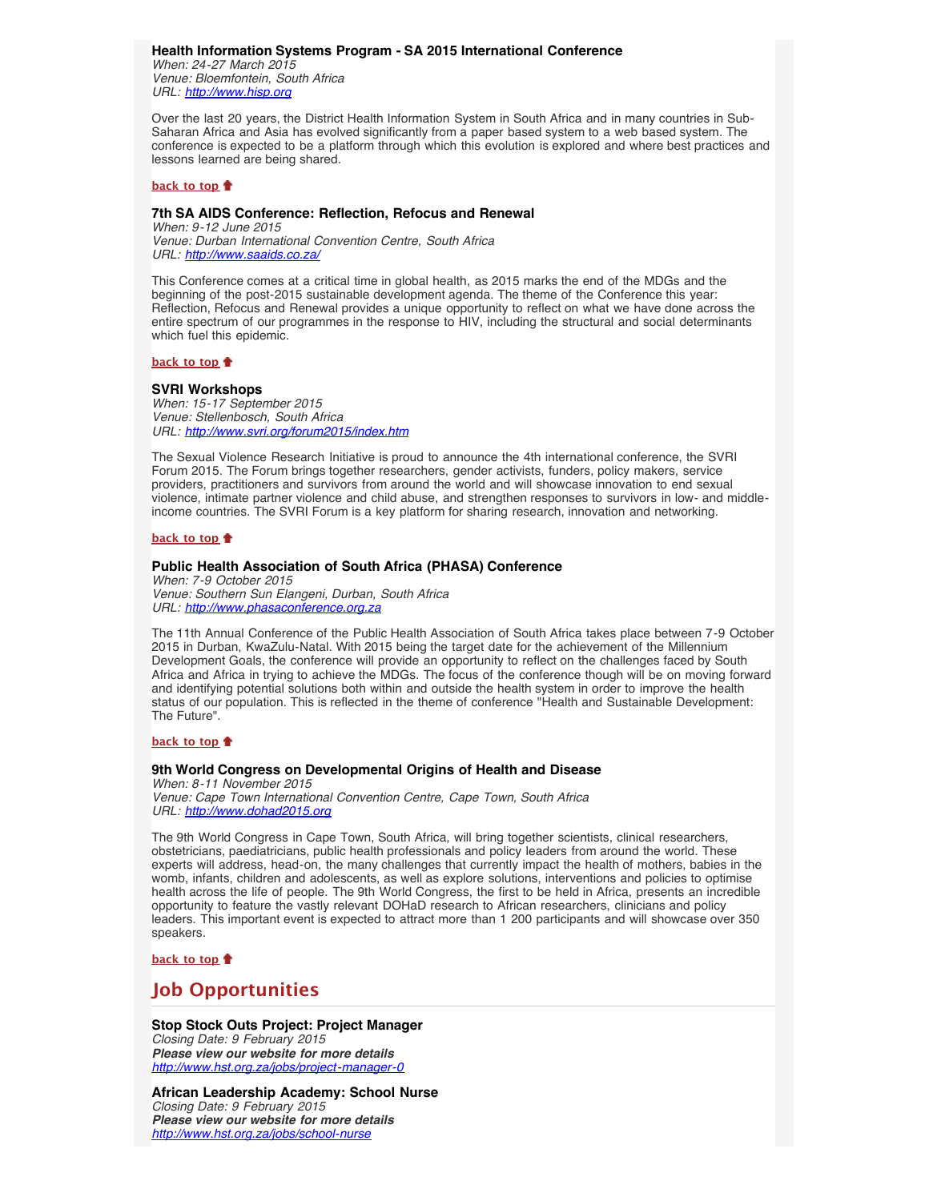### Health Information Systems Program - SA 2015 International Conference

*When: 24-27 March 2015*
*Venue: Bloemfontein, South Africa*
*URL: [http://www.hisp.org](http://www.hisp.org)*

Over the last 20 years, the District Health Information System in South Africa and in many countries in Sub-Saharan Africa and Asia has evolved significantly from a paper based system to a web based system. The conference is expected to be a platform through which this evolution is explored and where best practices and lessons learned are being shared.

**back to top**

### 7th SA AIDS Conference: Reflection, Refocus and Renewal

*When: 9-12 June 2015*
*Venue: Durban International Convention Centre, South Africa*
*URL: [http://www.saaids.co.za/](http://www.saaids.co.za/)*

This Conference comes at a critical time in global health, as 2015 marks the end of the MDGs and the beginning of the post-2015 sustainable development agenda. The theme of the Conference this year: Reflection, Refocus and Renewal provides a unique opportunity to reflect on what we have done across the entire spectrum of our programmes in the response to HIV, including the structural and social determinants which fuel this epidemic.

**back to top**

### SVRI Workshops

*When: 15-17 September 2015*
*Venue: Stellenbosch, South Africa*
*URL: [http://www.svri.org/forum2015/index.htm](http://www.svri.org/forum2015/index.htm)*

The Sexual Violence Research Initiative is proud to announce the 4th international conference, the SVRI Forum 2015. The Forum brings together researchers, gender activists, funders, policy makers, service providers, practitioners and survivors from around the world and will showcase innovation to end sexual violence, intimate partner violence and child abuse, and strengthen responses to survivors in low- and middle-income countries. The SVRI Forum is a key platform for sharing research, innovation and networking.

**back to top**

### Public Health Association of South Africa (PHASA) Conference

*When: 7-9 October 2015*
*Venue: Southern Sun Elangeni, Durban, South Africa*
*URL: [http://www.phasaconference.org.za](http://www.phasaconference.org.za)*

The 11th Annual Conference of the Public Health Association of South Africa takes place between 7-9 October 2015 in Durban, KwaZulu-Natal. With 2015 being the target date for the achievement of the Millennium Development Goals, the conference will provide an opportunity to reflect on the challenges faced by South Africa and Africa in trying to achieve the MDGs. The focus of the conference though will be on moving forward and identifying potential solutions both within and outside the health system in order to improve the health status of our population. This is reflected in the theme of conference "Health and Sustainable Development: The Future".

**back to top**

### 9th World Congress on Developmental Origins of Health and Disease

*When: 8-11 November 2015*
*Venue: Cape Town International Convention Centre, Cape Town, South Africa*
*URL: [http://www.dohad2015.org](http://www.dohad2015.org)*

The 9th World Congress in Cape Town, South Africa, will bring together scientists, clinical researchers, obstetricians, paediatricians, public health professionals and policy leaders from around the world. These experts will address, head-on, the many challenges that currently impact the health of mothers, babies in the womb, infants, children and adolescents, as well as explore solutions, interventions and policies to optimise health across the life of people. The 9th World Congress, the first to be held in Africa, presents an incredible opportunity to feature the vastly relevant DOHaD research to African researchers, clinicians and policy leaders. This important event is expected to attract more than 1 200 participants and will showcase over 350 speakers.

**back to top**

## Job Opportunities

**Stop Stock Outs Project: Project Manager**
*Closing Date: 9 February 2015*
***Please view our website for more details***
*[http://www.hst.org.za/jobs/project-manager-0](http://www.hst.org.za/jobs/project-manager-0)*

**African Leadership Academy: School Nurse**
*Closing Date: 9 February 2015*
***Please view our website for more details***
*[http://www.hst.org.za/jobs/school-nurse](http://www.hst.org.za/jobs/school-nurse)*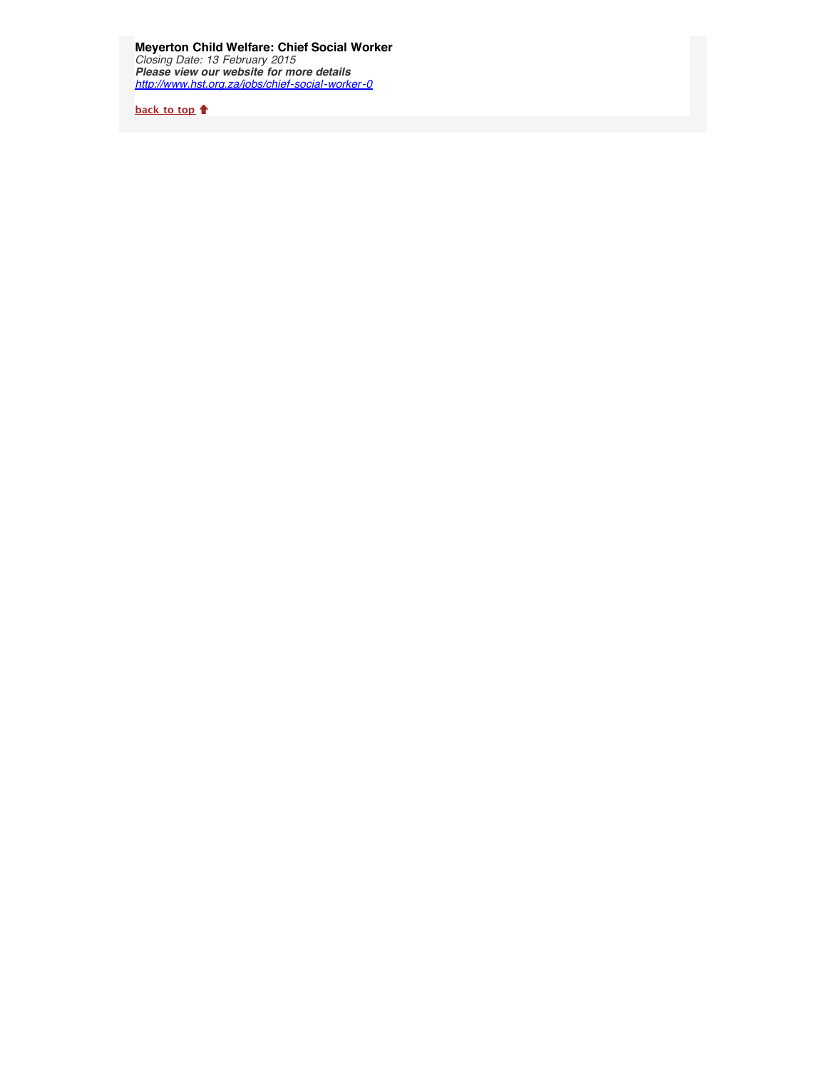**Meyerton Child Welfare: Chief Social Worker**
*Closing Date: 13 February 2015*
***Please view our website for more details***
*http://www.hst.org.za/jobs/chief-social-worker-0*

back to top